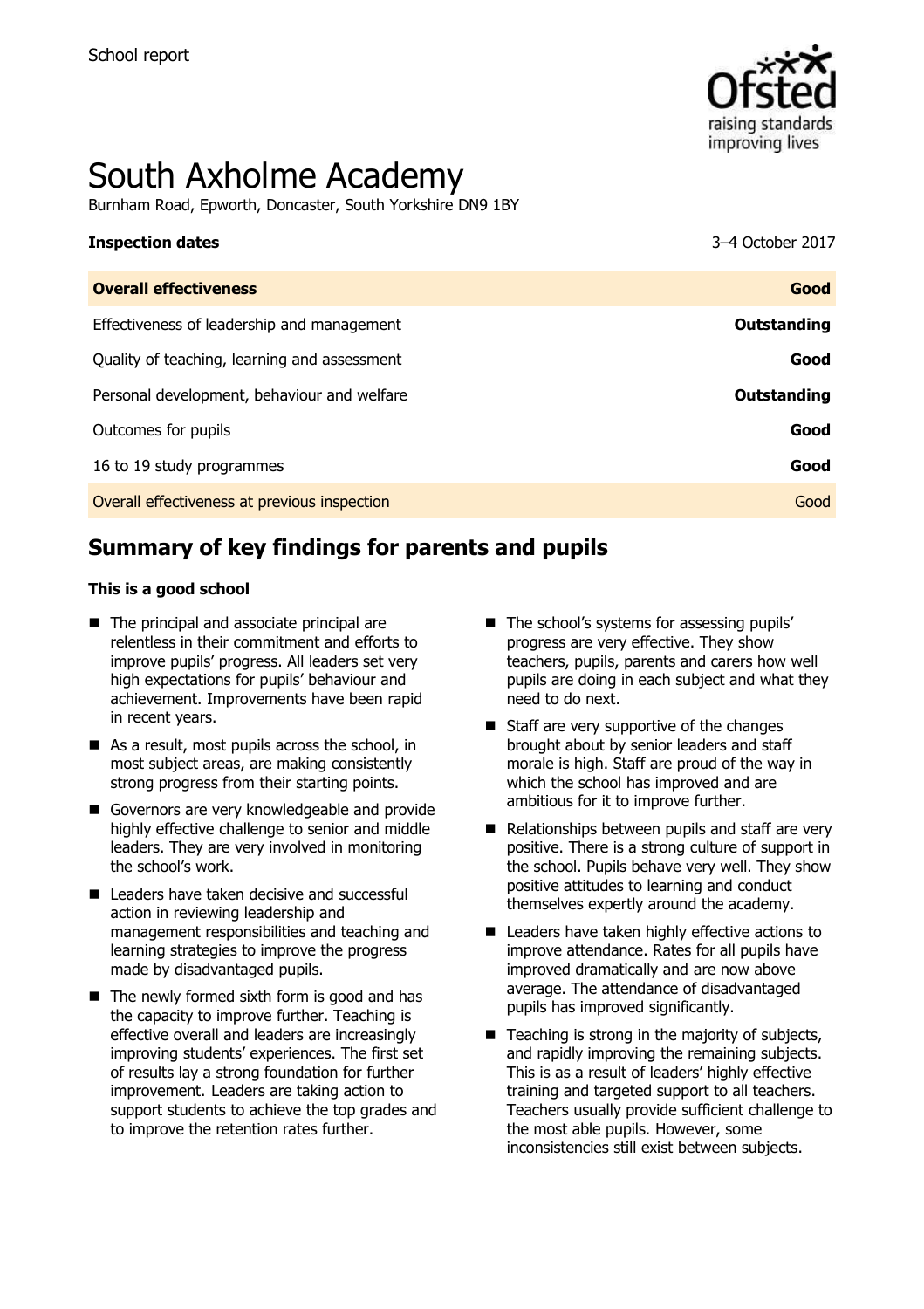School report

# South Axholme Academy

Burnham Road, Epworth, Doncaster, South Yorkshire DN9 1BY

| **Inspection dates** | 3–4 October 2017 |
| --- | --- |
| **Overall effectiveness** | **Good** |
| Effectiveness of leadership and management | **Outstanding** |
| Quality of teaching, learning and assessment | **Good** |
| Personal development, behaviour and welfare | **Outstanding** |
| Outcomes for pupils | **Good** |
| 16 to 19 study programmes | **Good** |
| Overall effectiveness at previous inspection | Good |

## Summary of key findings for parents and pupils

**This is a good school**

- The principal and associate principal are relentless in their commitment and efforts to improve pupils' progress. All leaders set very high expectations for pupils' behaviour and achievement. Improvements have been rapid in recent years.
- As a result, most pupils across the school, in most subject areas, are making consistently strong progress from their starting points.
- Governors are very knowledgeable and provide highly effective challenge to senior and middle leaders. They are very involved in monitoring the school's work.
- Leaders have taken decisive and successful action in reviewing leadership and management responsibilities and teaching and learning strategies to improve the progress made by disadvantaged pupils.
- The newly formed sixth form is good and has the capacity to improve further. Teaching is effective overall and leaders are increasingly improving students' experiences. The first set of results lay a strong foundation for further improvement. Leaders are taking action to support students to achieve the top grades and to improve the retention rates further.
- The school's systems for assessing pupils' progress are very effective. They show teachers, pupils, parents and carers how well pupils are doing in each subject and what they need to do next.
- Staff are very supportive of the changes brought about by senior leaders and staff morale is high. Staff are proud of the way in which the school has improved and are ambitious for it to improve further.
- Relationships between pupils and staff are very positive. There is a strong culture of support in the school. Pupils behave very well. They show positive attitudes to learning and conduct themselves expertly around the academy.
- Leaders have taken highly effective actions to improve attendance. Rates for all pupils have improved dramatically and are now above average. The attendance of disadvantaged pupils has improved significantly.
- Teaching is strong in the majority of subjects, and rapidly improving the remaining subjects. This is as a result of leaders' highly effective training and targeted support to all teachers. Teachers usually provide sufficient challenge to the most able pupils. However, some inconsistencies still exist between subjects.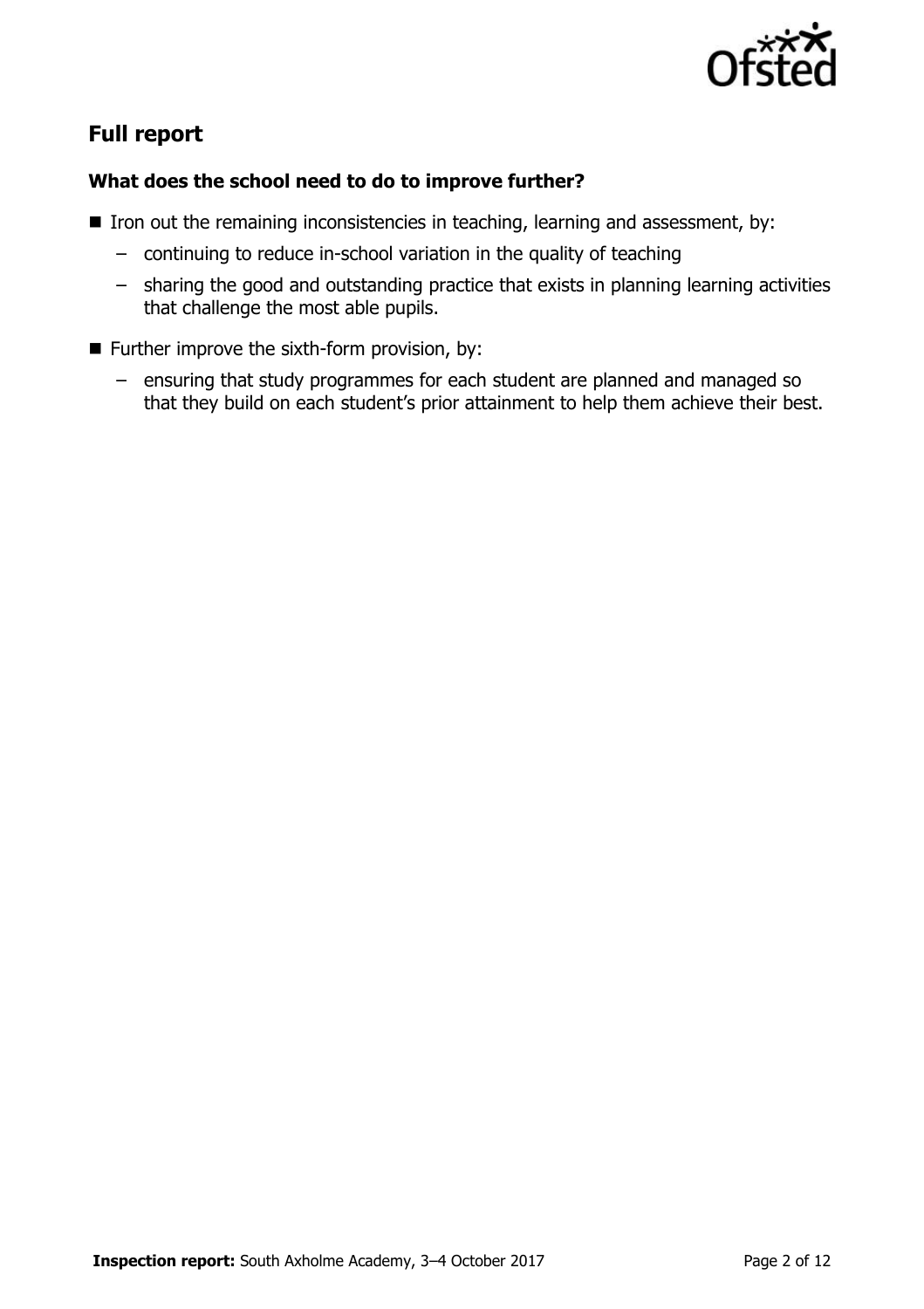## Full report

### What does the school need to do to improve further?

- Iron out the remaining inconsistencies in teaching, learning and assessment, by:
  - continuing to reduce in-school variation in the quality of teaching
  - sharing the good and outstanding practice that exists in planning learning activities that challenge the most able pupils.
- Further improve the sixth-form provision, by:
  - ensuring that study programmes for each student are planned and managed so that they build on each student's prior attainment to help them achieve their best.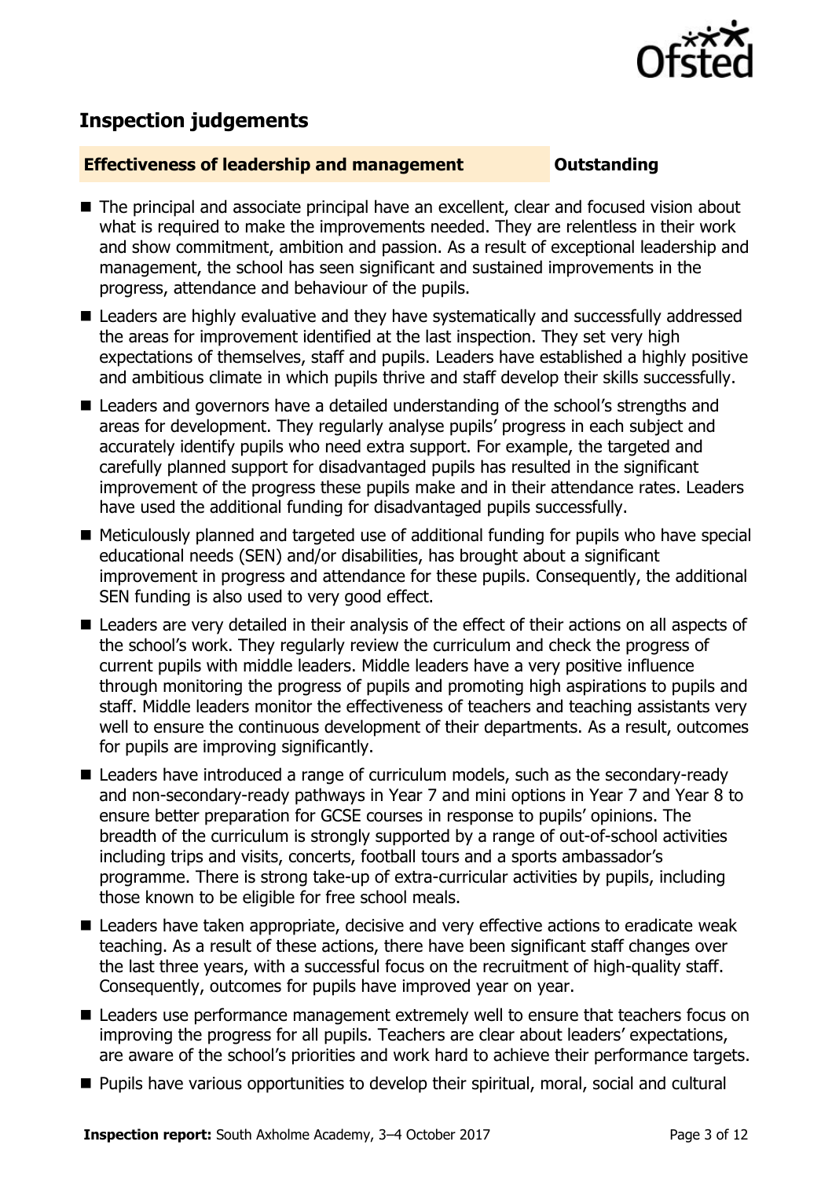## Inspection judgements

**Effectiveness of leadership and management** **Outstanding**

- The principal and associate principal have an excellent, clear and focused vision about what is required to make the improvements needed. They are relentless in their work and show commitment, ambition and passion. As a result of exceptional leadership and management, the school has seen significant and sustained improvements in the progress, attendance and behaviour of the pupils.
- Leaders are highly evaluative and they have systematically and successfully addressed the areas for improvement identified at the last inspection. They set very high expectations of themselves, staff and pupils. Leaders have established a highly positive and ambitious climate in which pupils thrive and staff develop their skills successfully.
- Leaders and governors have a detailed understanding of the school's strengths and areas for development. They regularly analyse pupils' progress in each subject and accurately identify pupils who need extra support. For example, the targeted and carefully planned support for disadvantaged pupils has resulted in the significant improvement of the progress these pupils make and in their attendance rates. Leaders have used the additional funding for disadvantaged pupils successfully.
- Meticulously planned and targeted use of additional funding for pupils who have special educational needs (SEN) and/or disabilities, has brought about a significant improvement in progress and attendance for these pupils. Consequently, the additional SEN funding is also used to very good effect.
- Leaders are very detailed in their analysis of the effect of their actions on all aspects of the school's work. They regularly review the curriculum and check the progress of current pupils with middle leaders. Middle leaders have a very positive influence through monitoring the progress of pupils and promoting high aspirations to pupils and staff. Middle leaders monitor the effectiveness of teachers and teaching assistants very well to ensure the continuous development of their departments. As a result, outcomes for pupils are improving significantly.
- Leaders have introduced a range of curriculum models, such as the secondary-ready and non-secondary-ready pathways in Year 7 and mini options in Year 7 and Year 8 to ensure better preparation for GCSE courses in response to pupils' opinions. The breadth of the curriculum is strongly supported by a range of out-of-school activities including trips and visits, concerts, football tours and a sports ambassador's programme. There is strong take-up of extra-curricular activities by pupils, including those known to be eligible for free school meals.
- Leaders have taken appropriate, decisive and very effective actions to eradicate weak teaching. As a result of these actions, there have been significant staff changes over the last three years, with a successful focus on the recruitment of high-quality staff. Consequently, outcomes for pupils have improved year on year.
- Leaders use performance management extremely well to ensure that teachers focus on improving the progress for all pupils. Teachers are clear about leaders' expectations, are aware of the school's priorities and work hard to achieve their performance targets.
- Pupils have various opportunities to develop their spiritual, moral, social and cultural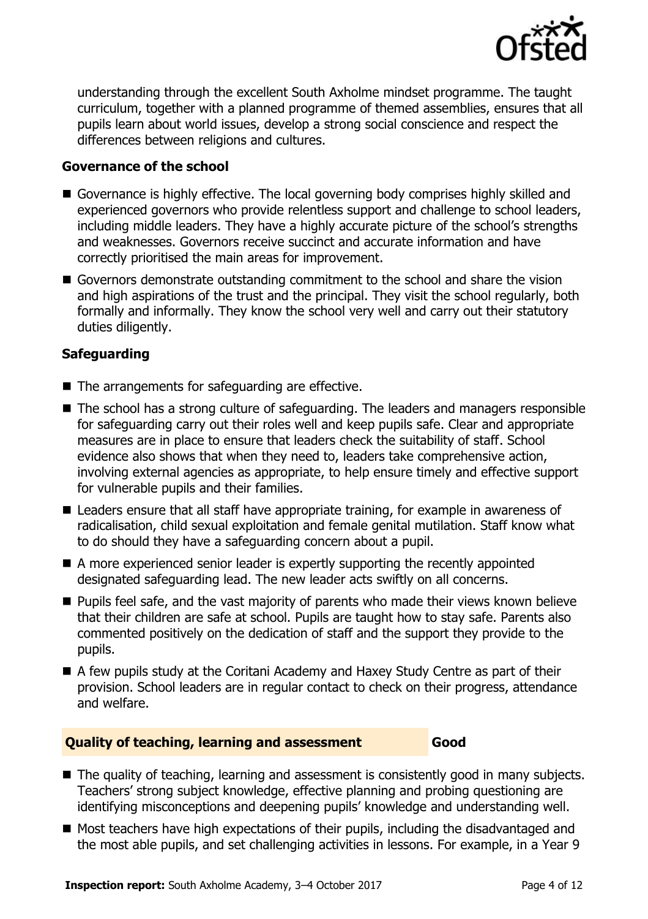understanding through the excellent South Axholme mindset programme. The taught curriculum, together with a planned programme of themed assemblies, ensures that all pupils learn about world issues, develop a strong social conscience and respect the differences between religions and cultures.

### Governance of the school

- Governance is highly effective. The local governing body comprises highly skilled and experienced governors who provide relentless support and challenge to school leaders, including middle leaders. They have a highly accurate picture of the school's strengths and weaknesses. Governors receive succinct and accurate information and have correctly prioritised the main areas for improvement.
- Governors demonstrate outstanding commitment to the school and share the vision and high aspirations of the trust and the principal. They visit the school regularly, both formally and informally. They know the school very well and carry out their statutory duties diligently.

### Safeguarding

- The arrangements for safeguarding are effective.
- The school has a strong culture of safeguarding. The leaders and managers responsible for safeguarding carry out their roles well and keep pupils safe. Clear and appropriate measures are in place to ensure that leaders check the suitability of staff. School evidence also shows that when they need to, leaders take comprehensive action, involving external agencies as appropriate, to help ensure timely and effective support for vulnerable pupils and their families.
- Leaders ensure that all staff have appropriate training, for example in awareness of radicalisation, child sexual exploitation and female genital mutilation. Staff know what to do should they have a safeguarding concern about a pupil.
- A more experienced senior leader is expertly supporting the recently appointed designated safeguarding lead. The new leader acts swiftly on all concerns.
- Pupils feel safe, and the vast majority of parents who made their views known believe that their children are safe at school. Pupils are taught how to stay safe. Parents also commented positively on the dedication of staff and the support they provide to the pupils.
- A few pupils study at the Coritani Academy and Haxey Study Centre as part of their provision. School leaders are in regular contact to check on their progress, attendance and welfare.

## Quality of teaching, learning and assessment — Good

- The quality of teaching, learning and assessment is consistently good in many subjects. Teachers' strong subject knowledge, effective planning and probing questioning are identifying misconceptions and deepening pupils' knowledge and understanding well.
- Most teachers have high expectations of their pupils, including the disadvantaged and the most able pupils, and set challenging activities in lessons. For example, in a Year 9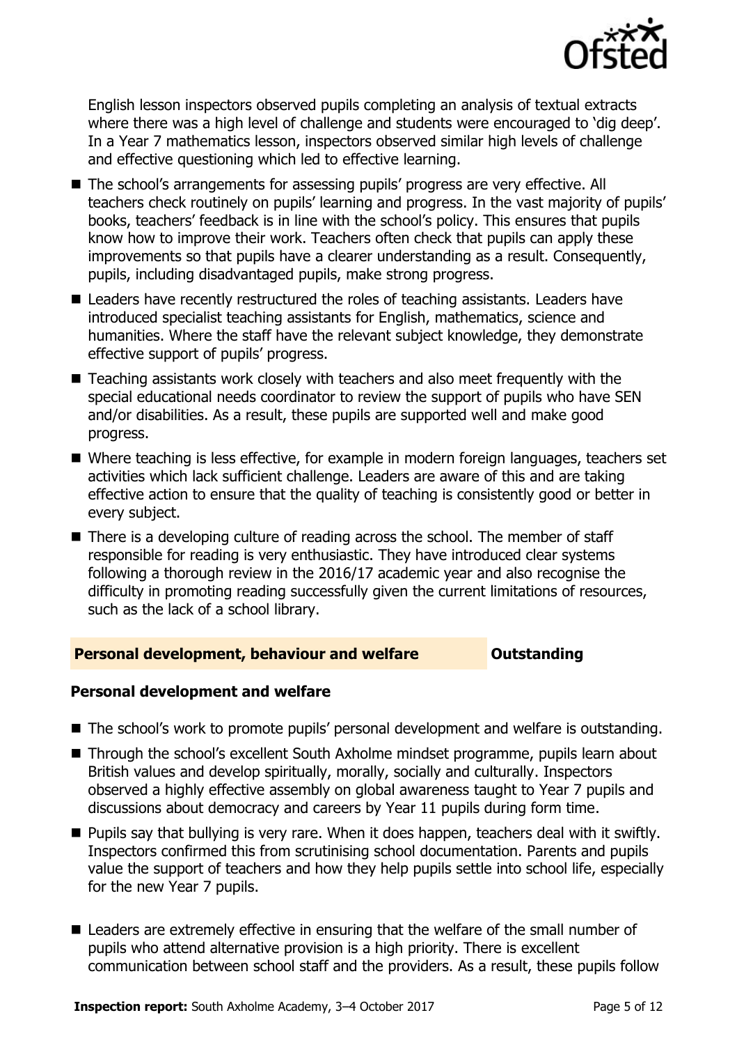English lesson inspectors observed pupils completing an analysis of textual extracts where there was a high level of challenge and students were encouraged to 'dig deep'. In a Year 7 mathematics lesson, inspectors observed similar high levels of challenge and effective questioning which led to effective learning.

- The school's arrangements for assessing pupils' progress are very effective. All teachers check routinely on pupils' learning and progress. In the vast majority of pupils' books, teachers' feedback is in line with the school's policy. This ensures that pupils know how to improve their work. Teachers often check that pupils can apply these improvements so that pupils have a clearer understanding as a result. Consequently, pupils, including disadvantaged pupils, make strong progress.
- Leaders have recently restructured the roles of teaching assistants. Leaders have introduced specialist teaching assistants for English, mathematics, science and humanities. Where the staff have the relevant subject knowledge, they demonstrate effective support of pupils' progress.
- Teaching assistants work closely with teachers and also meet frequently with the special educational needs coordinator to review the support of pupils who have SEN and/or disabilities. As a result, these pupils are supported well and make good progress.
- Where teaching is less effective, for example in modern foreign languages, teachers set activities which lack sufficient challenge. Leaders are aware of this and are taking effective action to ensure that the quality of teaching is consistently good or better in every subject.
- There is a developing culture of reading across the school. The member of staff responsible for reading is very enthusiastic. They have introduced clear systems following a thorough review in the 2016/17 academic year and also recognise the difficulty in promoting reading successfully given the current limitations of resources, such as the lack of a school library.

## Personal development, behaviour and welfare — Outstanding

### Personal development and welfare

- The school's work to promote pupils' personal development and welfare is outstanding.
- Through the school's excellent South Axholme mindset programme, pupils learn about British values and develop spiritually, morally, socially and culturally. Inspectors observed a highly effective assembly on global awareness taught to Year 7 pupils and discussions about democracy and careers by Year 11 pupils during form time.
- Pupils say that bullying is very rare. When it does happen, teachers deal with it swiftly. Inspectors confirmed this from scrutinising school documentation. Parents and pupils value the support of teachers and how they help pupils settle into school life, especially for the new Year 7 pupils.
- Leaders are extremely effective in ensuring that the welfare of the small number of pupils who attend alternative provision is a high priority. There is excellent communication between school staff and the providers. As a result, these pupils follow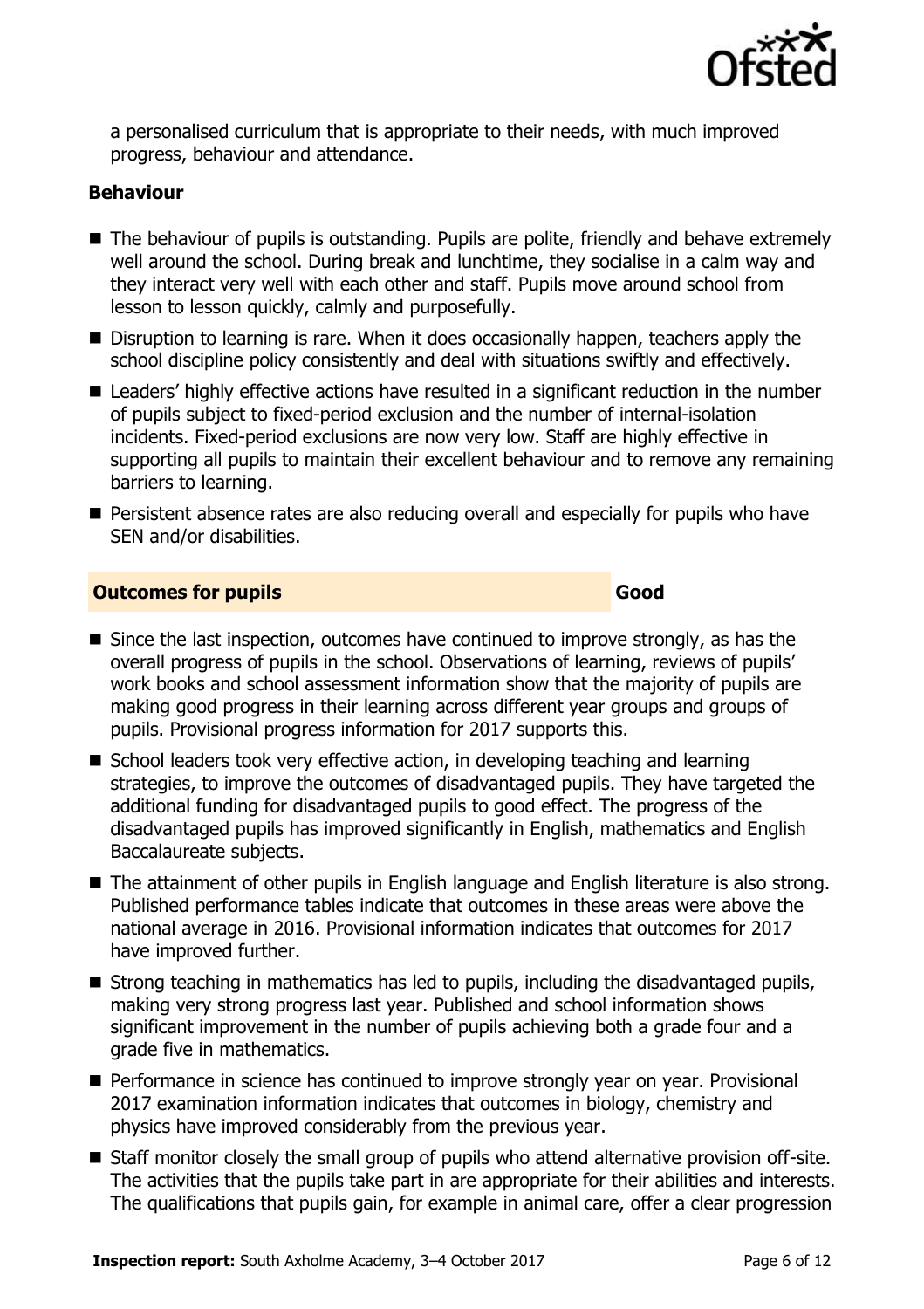a personalised curriculum that is appropriate to their needs, with much improved progress, behaviour and attendance.

**Behaviour**

- The behaviour of pupils is outstanding. Pupils are polite, friendly and behave extremely well around the school. During break and lunchtime, they socialise in a calm way and they interact very well with each other and staff. Pupils move around school from lesson to lesson quickly, calmly and purposefully.
- Disruption to learning is rare. When it does occasionally happen, teachers apply the school discipline policy consistently and deal with situations swiftly and effectively.
- Leaders' highly effective actions have resulted in a significant reduction in the number of pupils subject to fixed-period exclusion and the number of internal-isolation incidents. Fixed-period exclusions are now very low. Staff are highly effective in supporting all pupils to maintain their excellent behaviour and to remove any remaining barriers to learning.
- Persistent absence rates are also reducing overall and especially for pupils who have SEN and/or disabilities.

## Outcomes for pupils — Good

- Since the last inspection, outcomes have continued to improve strongly, as has the overall progress of pupils in the school. Observations of learning, reviews of pupils' work books and school assessment information show that the majority of pupils are making good progress in their learning across different year groups and groups of pupils. Provisional progress information for 2017 supports this.
- School leaders took very effective action, in developing teaching and learning strategies, to improve the outcomes of disadvantaged pupils. They have targeted the additional funding for disadvantaged pupils to good effect. The progress of the disadvantaged pupils has improved significantly in English, mathematics and English Baccalaureate subjects.
- The attainment of other pupils in English language and English literature is also strong. Published performance tables indicate that outcomes in these areas were above the national average in 2016. Provisional information indicates that outcomes for 2017 have improved further.
- Strong teaching in mathematics has led to pupils, including the disadvantaged pupils, making very strong progress last year. Published and school information shows significant improvement in the number of pupils achieving both a grade four and a grade five in mathematics.
- Performance in science has continued to improve strongly year on year. Provisional 2017 examination information indicates that outcomes in biology, chemistry and physics have improved considerably from the previous year.
- Staff monitor closely the small group of pupils who attend alternative provision off-site. The activities that the pupils take part in are appropriate for their abilities and interests. The qualifications that pupils gain, for example in animal care, offer a clear progression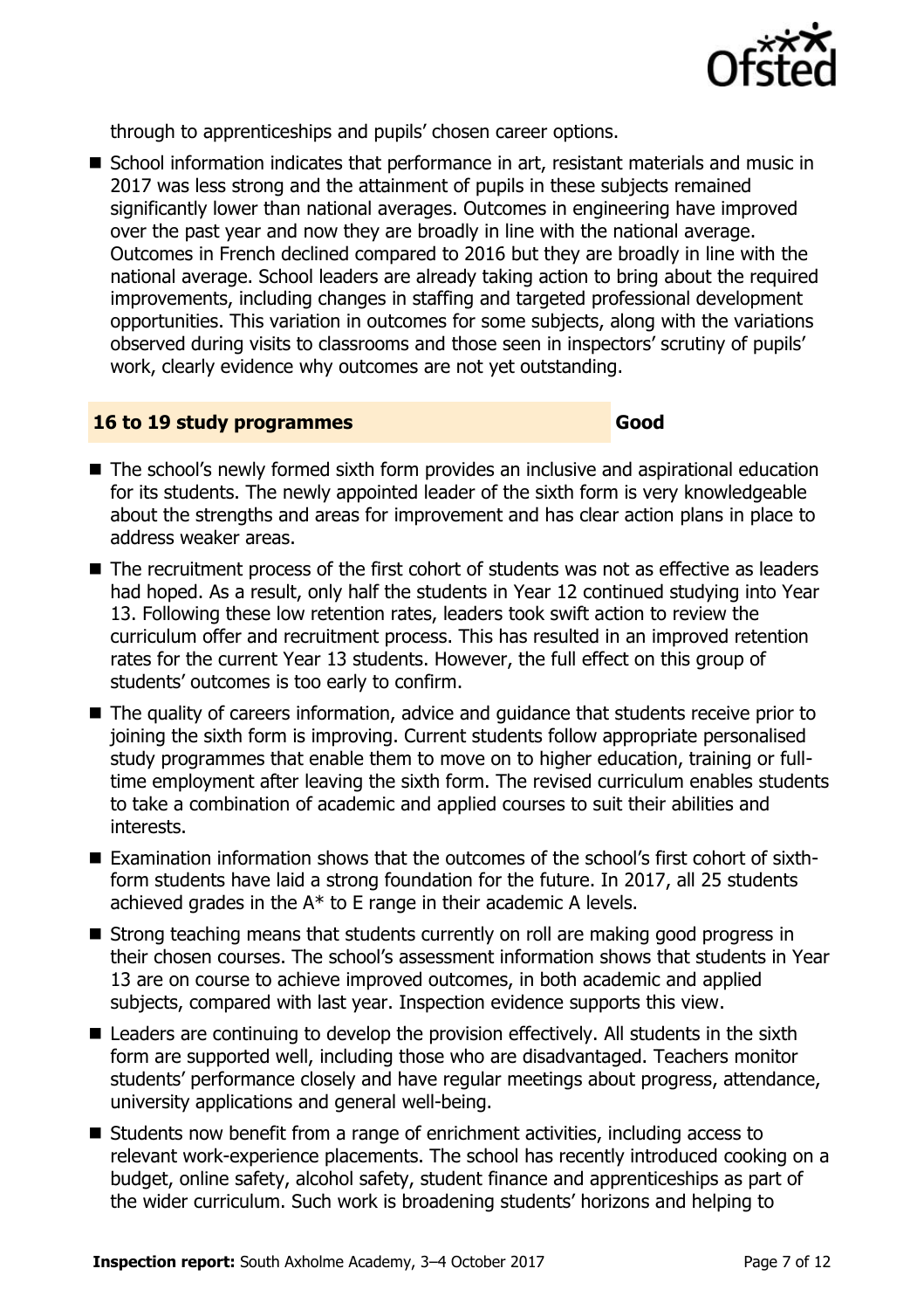through to apprenticeships and pupils' chosen career options.

- School information indicates that performance in art, resistant materials and music in 2017 was less strong and the attainment of pupils in these subjects remained significantly lower than national averages. Outcomes in engineering have improved over the past year and now they are broadly in line with the national average. Outcomes in French declined compared to 2016 but they are broadly in line with the national average. School leaders are already taking action to bring about the required improvements, including changes in staffing and targeted professional development opportunities. This variation in outcomes for some subjects, along with the variations observed during visits to classrooms and those seen in inspectors' scrutiny of pupils' work, clearly evidence why outcomes are not yet outstanding.

## 16 to 19 study programmes — Good

- The school's newly formed sixth form provides an inclusive and aspirational education for its students. The newly appointed leader of the sixth form is very knowledgeable about the strengths and areas for improvement and has clear action plans in place to address weaker areas.
- The recruitment process of the first cohort of students was not as effective as leaders had hoped. As a result, only half the students in Year 12 continued studying into Year 13. Following these low retention rates, leaders took swift action to review the curriculum offer and recruitment process. This has resulted in an improved retention rates for the current Year 13 students. However, the full effect on this group of students' outcomes is too early to confirm.
- The quality of careers information, advice and guidance that students receive prior to joining the sixth form is improving. Current students follow appropriate personalised study programmes that enable them to move on to higher education, training or full-time employment after leaving the sixth form. The revised curriculum enables students to take a combination of academic and applied courses to suit their abilities and interests.
- Examination information shows that the outcomes of the school's first cohort of sixth-form students have laid a strong foundation for the future. In 2017, all 25 students achieved grades in the A* to E range in their academic A levels.
- Strong teaching means that students currently on roll are making good progress in their chosen courses. The school's assessment information shows that students in Year 13 are on course to achieve improved outcomes, in both academic and applied subjects, compared with last year. Inspection evidence supports this view.
- Leaders are continuing to develop the provision effectively. All students in the sixth form are supported well, including those who are disadvantaged. Teachers monitor students' performance closely and have regular meetings about progress, attendance, university applications and general well-being.
- Students now benefit from a range of enrichment activities, including access to relevant work-experience placements. The school has recently introduced cooking on a budget, online safety, alcohol safety, student finance and apprenticeships as part of the wider curriculum. Such work is broadening students' horizons and helping to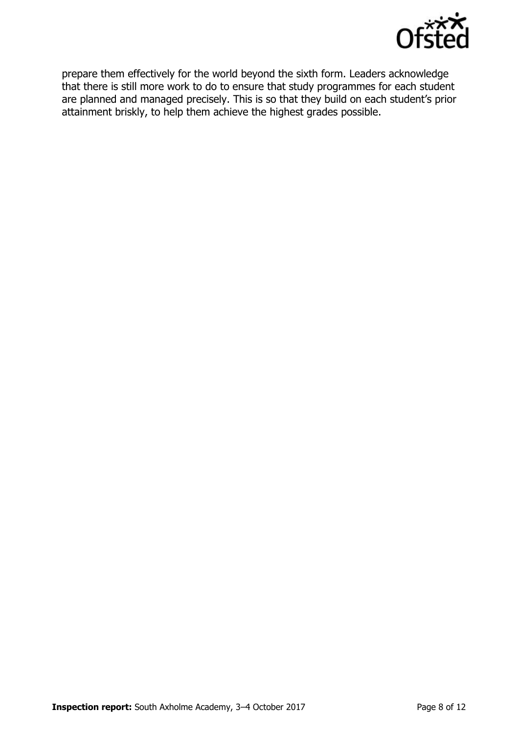prepare them effectively for the world beyond the sixth form. Leaders acknowledge that there is still more work to do to ensure that study programmes for each student are planned and managed precisely. This is so that they build on each student's prior attainment briskly, to help them achieve the highest grades possible.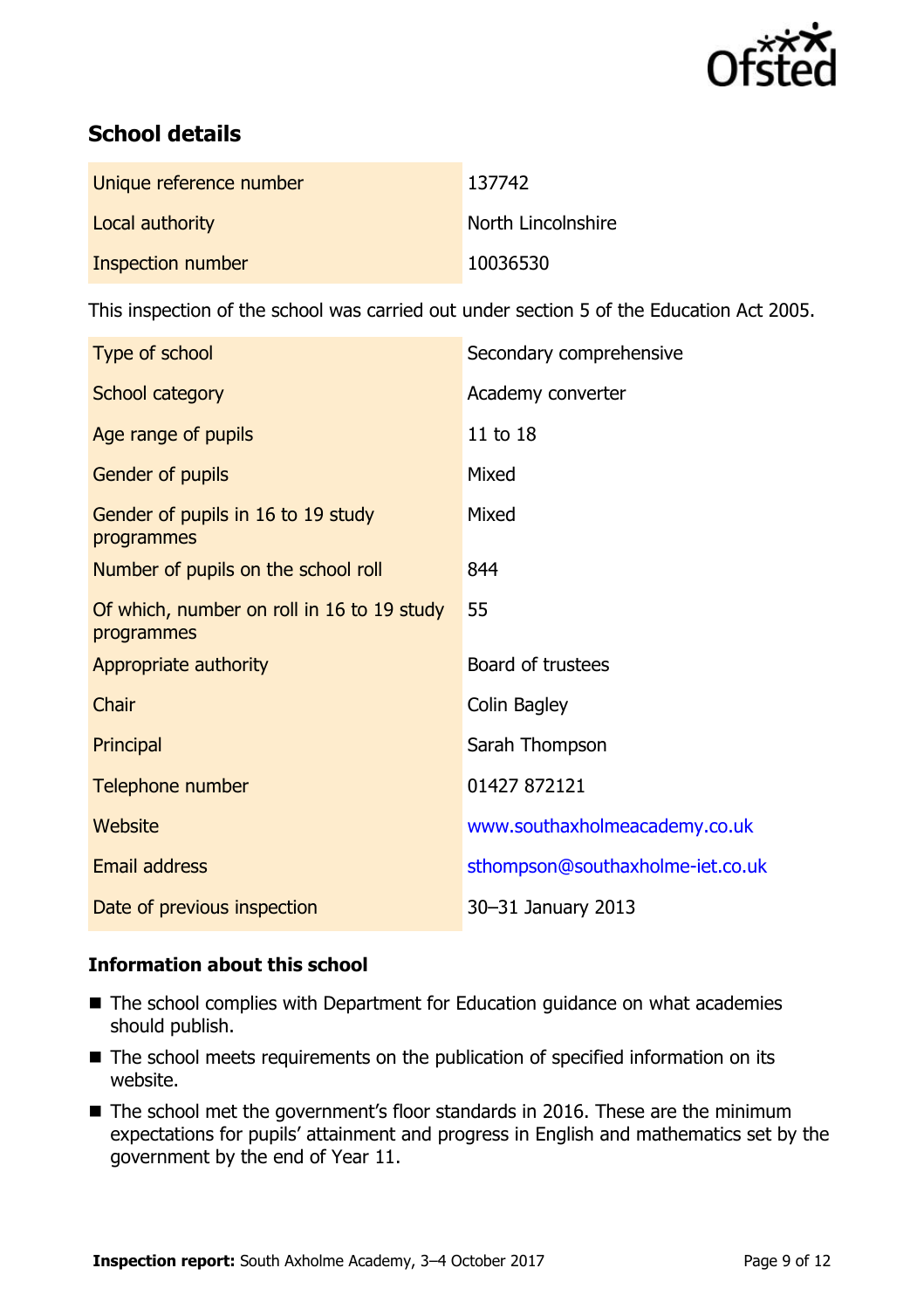## School details

| | |
|---|---|
| Unique reference number | 137742 |
| Local authority | North Lincolnshire |
| Inspection number | 10036530 |

This inspection of the school was carried out under section 5 of the Education Act 2005.

| | |
|---|---|
| Type of school | Secondary comprehensive |
| School category | Academy converter |
| Age range of pupils | 11 to 18 |
| Gender of pupils | Mixed |
| Gender of pupils in 16 to 19 study programmes | Mixed |
| Number of pupils on the school roll | 844 |
| Of which, number on roll in 16 to 19 study programmes | 55 |
| Appropriate authority | Board of trustees |
| Chair | Colin Bagley |
| Principal | Sarah Thompson |
| Telephone number | 01427 872121 |
| Website | www.southaxholmeacademy.co.uk |
| Email address | sthompson@southaxholme-iet.co.uk |
| Date of previous inspection | 30–31 January 2013 |

### Information about this school

- The school complies with Department for Education guidance on what academies should publish.
- The school meets requirements on the publication of specified information on its website.
- The school met the government's floor standards in 2016. These are the minimum expectations for pupils' attainment and progress in English and mathematics set by the government by the end of Year 11.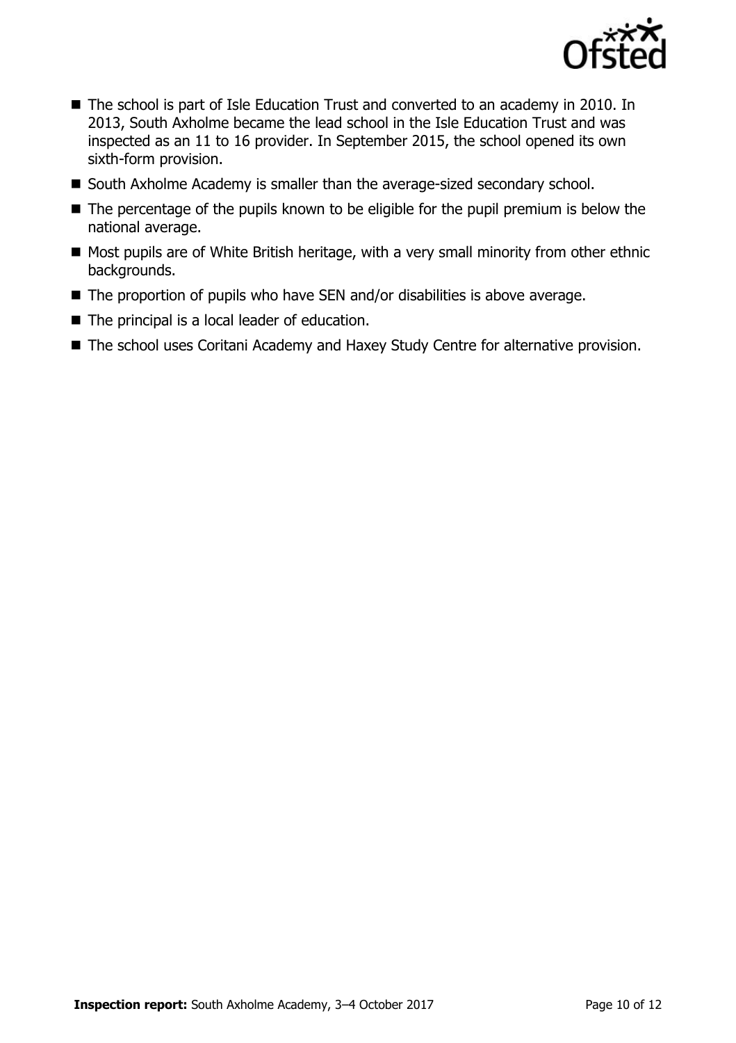- The school is part of Isle Education Trust and converted to an academy in 2010. In 2013, South Axholme became the lead school in the Isle Education Trust and was inspected as an 11 to 16 provider. In September 2015, the school opened its own sixth-form provision.
- South Axholme Academy is smaller than the average-sized secondary school.
- The percentage of the pupils known to be eligible for the pupil premium is below the national average.
- Most pupils are of White British heritage, with a very small minority from other ethnic backgrounds.
- The proportion of pupils who have SEN and/or disabilities is above average.
- The principal is a local leader of education.
- The school uses Coritani Academy and Haxey Study Centre for alternative provision.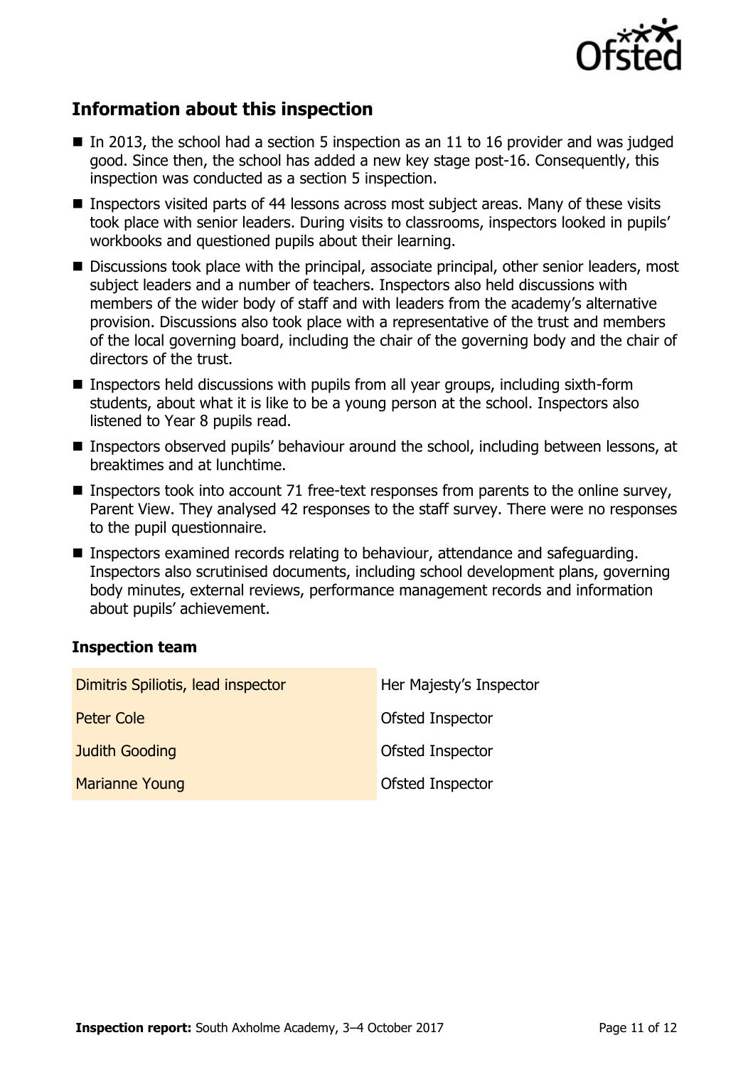## Information about this inspection

- In 2013, the school had a section 5 inspection as an 11 to 16 provider and was judged good. Since then, the school has added a new key stage post-16. Consequently, this inspection was conducted as a section 5 inspection.
- Inspectors visited parts of 44 lessons across most subject areas. Many of these visits took place with senior leaders. During visits to classrooms, inspectors looked in pupils' workbooks and questioned pupils about their learning.
- Discussions took place with the principal, associate principal, other senior leaders, most subject leaders and a number of teachers. Inspectors also held discussions with members of the wider body of staff and with leaders from the academy's alternative provision. Discussions also took place with a representative of the trust and members of the local governing board, including the chair of the governing body and the chair of directors of the trust.
- Inspectors held discussions with pupils from all year groups, including sixth-form students, about what it is like to be a young person at the school. Inspectors also listened to Year 8 pupils read.
- Inspectors observed pupils' behaviour around the school, including between lessons, at breaktimes and at lunchtime.
- Inspectors took into account 71 free-text responses from parents to the online survey, Parent View. They analysed 42 responses to the staff survey. There were no responses to the pupil questionnaire.
- Inspectors examined records relating to behaviour, attendance and safeguarding. Inspectors also scrutinised documents, including school development plans, governing body minutes, external reviews, performance management records and information about pupils' achievement.

### Inspection team

| | |
|---|---|
| Dimitris Spiliotis, lead inspector | Her Majesty's Inspector |
| Peter Cole | Ofsted Inspector |
| Judith Gooding | Ofsted Inspector |
| Marianne Young | Ofsted Inspector |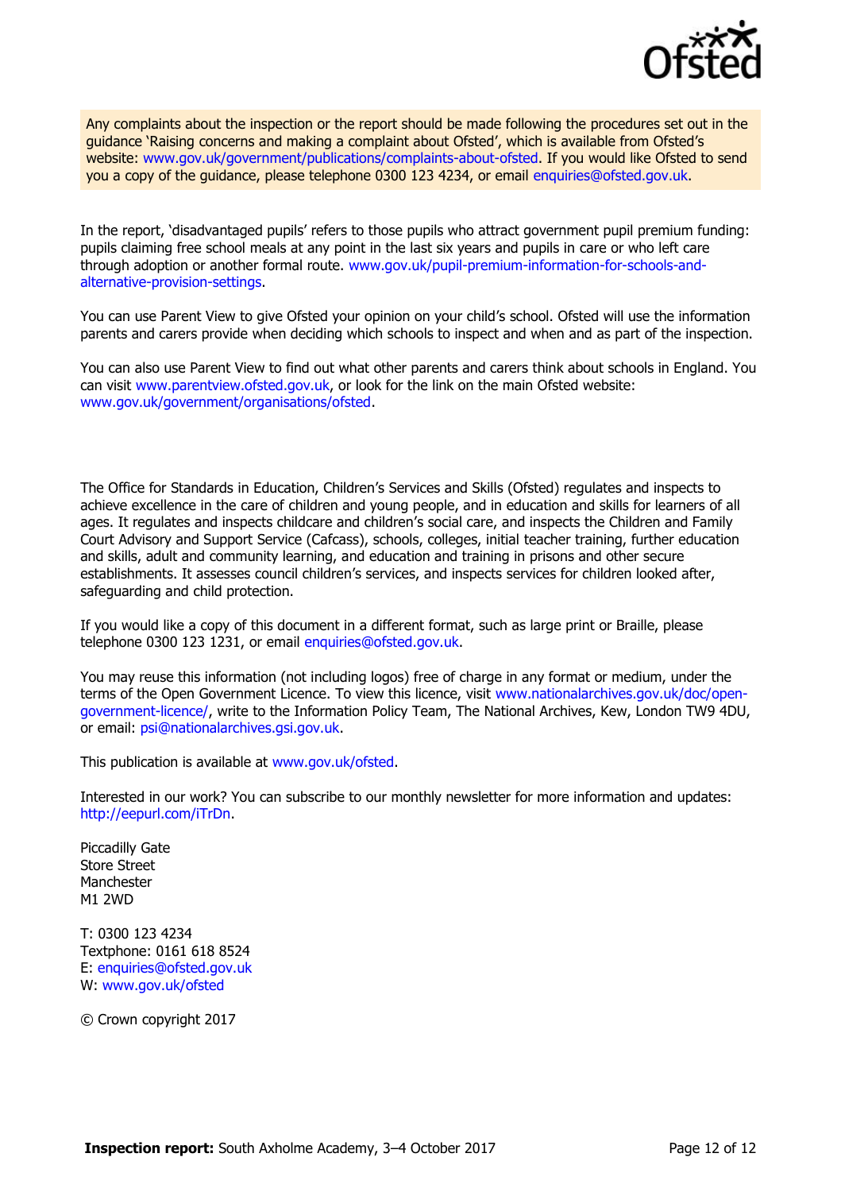Any complaints about the inspection or the report should be made following the procedures set out in the guidance 'Raising concerns and making a complaint about Ofsted', which is available from Ofsted's website: www.gov.uk/government/publications/complaints-about-ofsted. If you would like Ofsted to send you a copy of the guidance, please telephone 0300 123 4234, or email enquiries@ofsted.gov.uk.

In the report, 'disadvantaged pupils' refers to those pupils who attract government pupil premium funding: pupils claiming free school meals at any point in the last six years and pupils in care or who left care through adoption or another formal route. www.gov.uk/pupil-premium-information-for-schools-and-alternative-provision-settings.

You can use Parent View to give Ofsted your opinion on your child's school. Ofsted will use the information parents and carers provide when deciding which schools to inspect and when and as part of the inspection.

You can also use Parent View to find out what other parents and carers think about schools in England. You can visit www.parentview.ofsted.gov.uk, or look for the link on the main Ofsted website: www.gov.uk/government/organisations/ofsted.

The Office for Standards in Education, Children's Services and Skills (Ofsted) regulates and inspects to achieve excellence in the care of children and young people, and in education and skills for learners of all ages. It regulates and inspects childcare and children's social care, and inspects the Children and Family Court Advisory and Support Service (Cafcass), schools, colleges, initial teacher training, further education and skills, adult and community learning, and education and training in prisons and other secure establishments. It assesses council children's services, and inspects services for children looked after, safeguarding and child protection.

If you would like a copy of this document in a different format, such as large print or Braille, please telephone 0300 123 1231, or email enquiries@ofsted.gov.uk.

You may reuse this information (not including logos) free of charge in any format or medium, under the terms of the Open Government Licence. To view this licence, visit www.nationalarchives.gov.uk/doc/open-government-licence/, write to the Information Policy Team, The National Archives, Kew, London TW9 4DU, or email: psi@nationalarchives.gsi.gov.uk.

This publication is available at www.gov.uk/ofsted.

Interested in our work? You can subscribe to our monthly newsletter for more information and updates: http://eepurl.com/iTrDn.

Piccadilly Gate
Store Street
Manchester
M1 2WD

T: 0300 123 4234
Textphone: 0161 618 8524
E: enquiries@ofsted.gov.uk
W: www.gov.uk/ofsted

© Crown copyright 2017